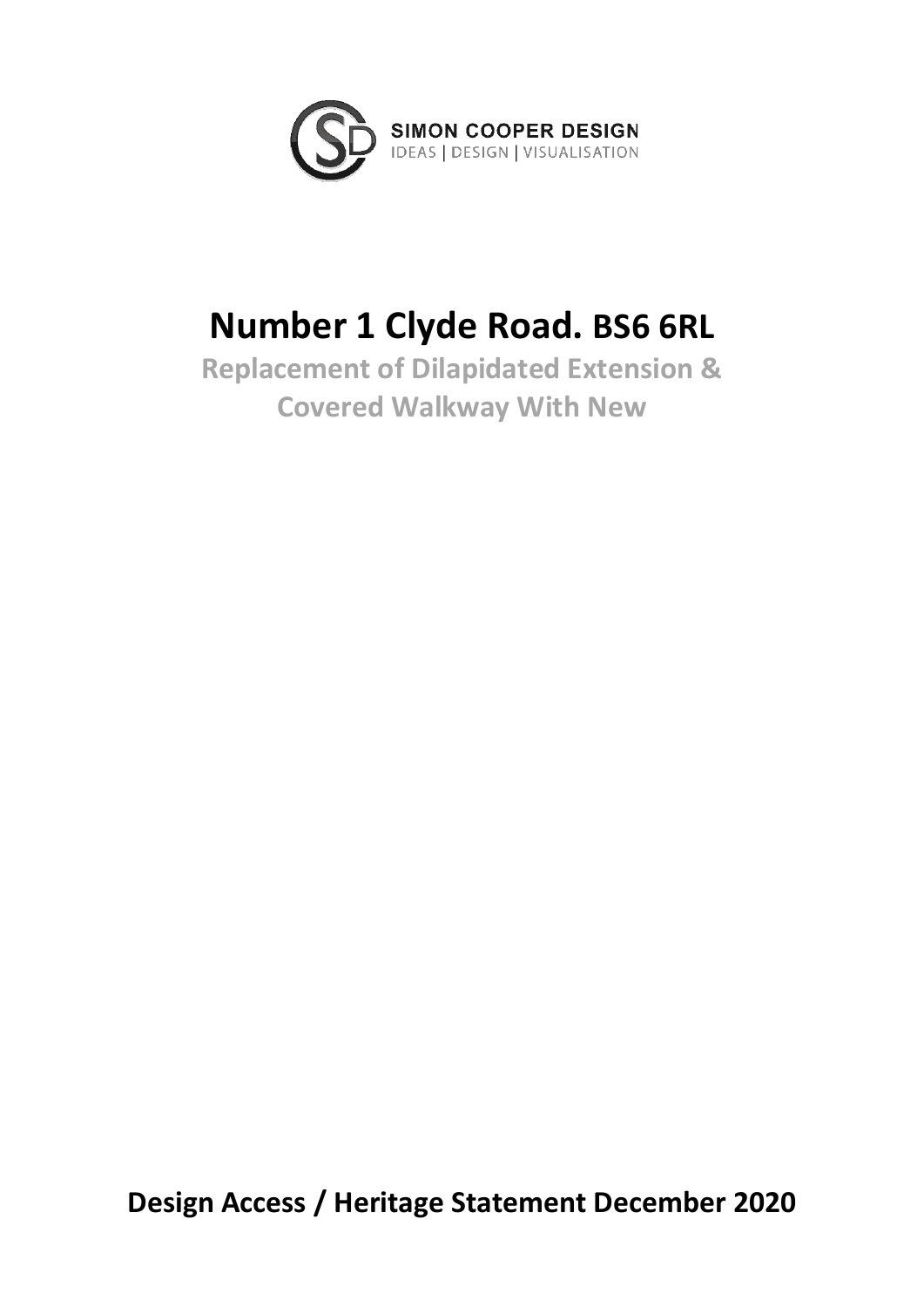SIMON COOPER DESIGN
IDEAS | DESIGN | VISUALISATION

# Number 1 Clyde Road. BS6 6RL

## Replacement of Dilapidated Extension & Covered Walkway With New

**Design Access / Heritage Statement December 2020**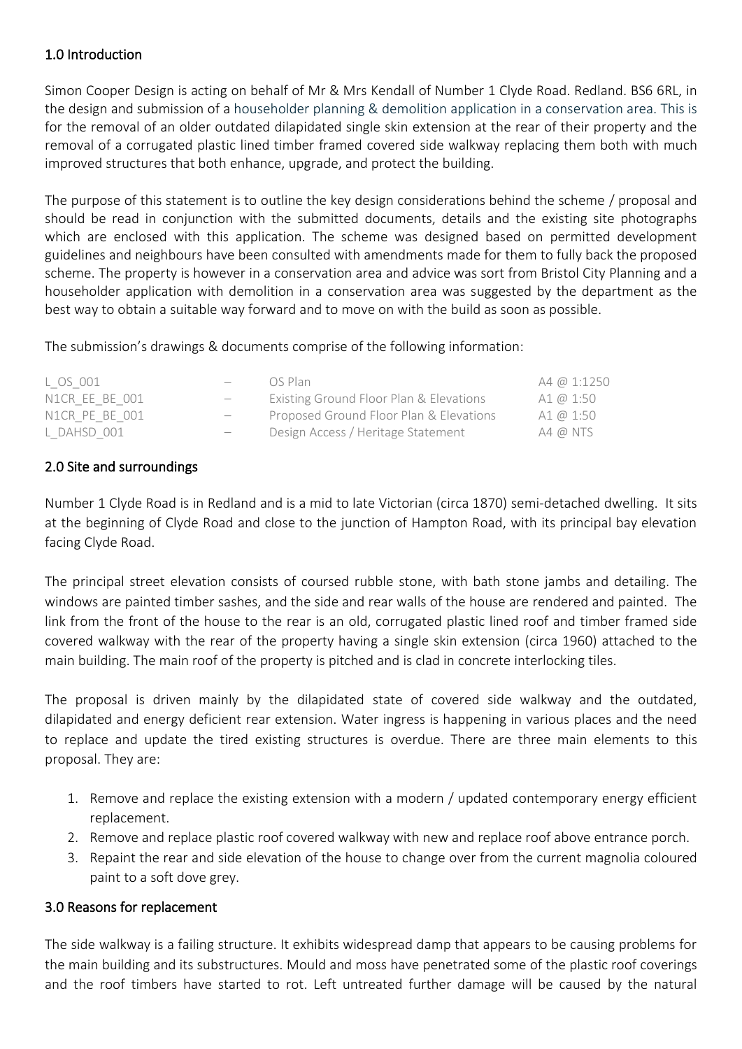## 1.0 Introduction

Simon Cooper Design is acting on behalf of Mr & Mrs Kendall of Number 1 Clyde Road. Redland. BS6 6RL, in the design and submission of a householder planning & demolition application in a conservation area. This is for the removal of an older outdated dilapidated single skin extension at the rear of their property and the removal of a corrugated plastic lined timber framed covered side walkway replacing them both with much improved structures that both enhance, upgrade, and protect the building.

The purpose of this statement is to outline the key design considerations behind the scheme / proposal and should be read in conjunction with the submitted documents, details and the existing site photographs which are enclosed with this application. The scheme was designed based on permitted development guidelines and neighbours have been consulted with amendments made for them to fully back the proposed scheme. The property is however in a conservation area and advice was sort from Bristol City Planning and a householder application with demolition in a conservation area was suggested by the department as the best way to obtain a suitable way forward and to move on with the build as soon as possible.

The submission's drawings & documents comprise of the following information:

| | | | |
|---|---|---|---|
| L_OS_001 | – | OS Plan | A4 @ 1:1250 |
| N1CR_EE_BE_001 | – | Existing Ground Floor Plan & Elevations | A1 @ 1:50 |
| N1CR_PE_BE_001 | – | Proposed Ground Floor Plan & Elevations | A1 @ 1:50 |
| L_DAHSD_001 | – | Design Access / Heritage Statement | A4 @ NTS |

## 2.0 Site and surroundings

Number 1 Clyde Road is in Redland and is a mid to late Victorian (circa 1870) semi-detached dwelling. It sits at the beginning of Clyde Road and close to the junction of Hampton Road, with its principal bay elevation facing Clyde Road.

The principal street elevation consists of coursed rubble stone, with bath stone jambs and detailing. The windows are painted timber sashes, and the side and rear walls of the house are rendered and painted. The link from the front of the house to the rear is an old, corrugated plastic lined roof and timber framed side covered walkway with the rear of the property having a single skin extension (circa 1960) attached to the main building. The main roof of the property is pitched and is clad in concrete interlocking tiles.

The proposal is driven mainly by the dilapidated state of covered side walkway and the outdated, dilapidated and energy deficient rear extension. Water ingress is happening in various places and the need to replace and update the tired existing structures is overdue. There are three main elements to this proposal. They are:

1. Remove and replace the existing extension with a modern / updated contemporary energy efficient replacement.
2. Remove and replace plastic roof covered walkway with new and replace roof above entrance porch.
3. Repaint the rear and side elevation of the house to change over from the current magnolia coloured paint to a soft dove grey.

## 3.0 Reasons for replacement

The side walkway is a failing structure. It exhibits widespread damp that appears to be causing problems for the main building and its substructures. Mould and moss have penetrated some of the plastic roof coverings and the roof timbers have started to rot. Left untreated further damage will be caused by the natural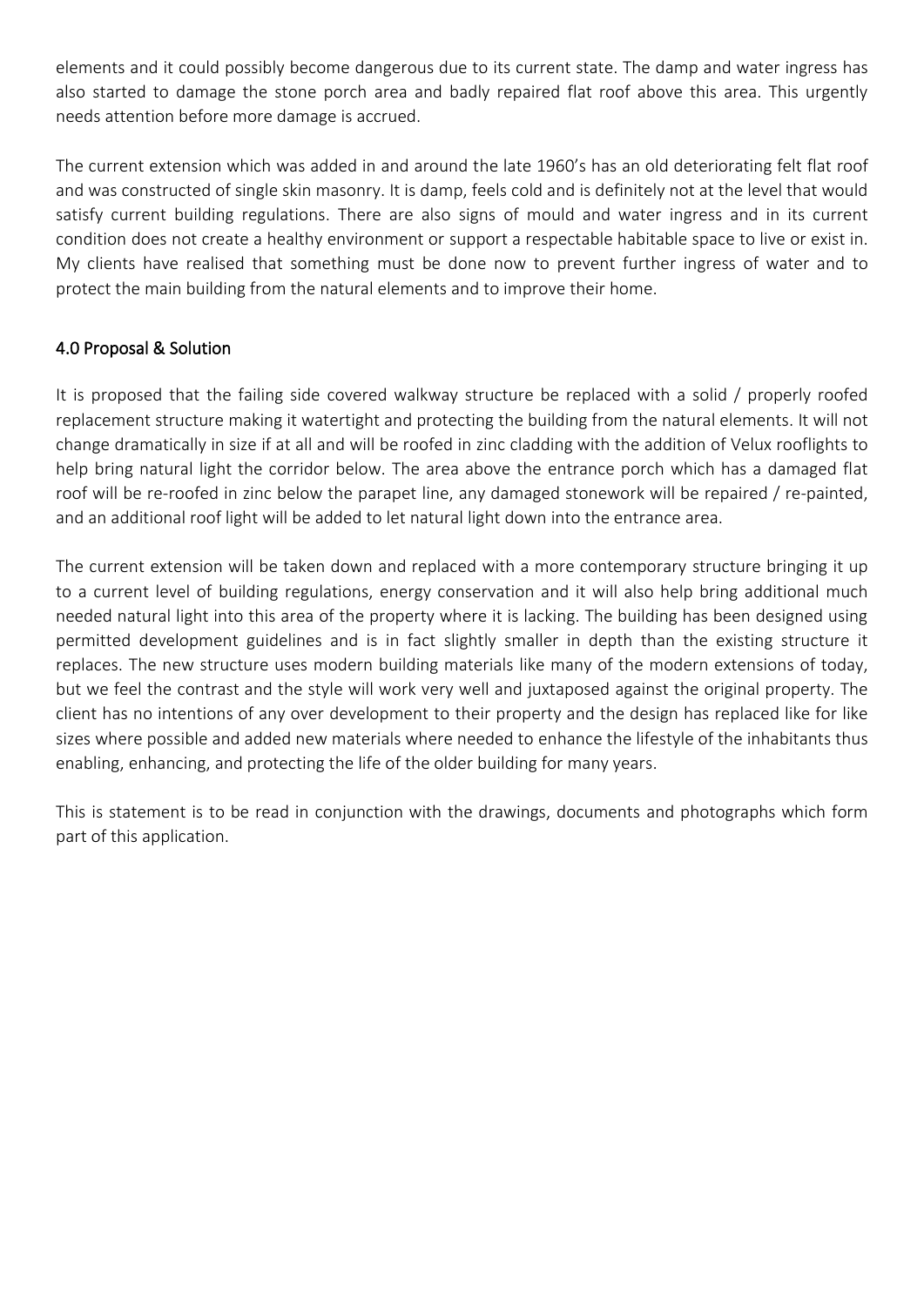elements and it could possibly become dangerous due to its current state. The damp and water ingress has also started to damage the stone porch area and badly repaired flat roof above this area. This urgently needs attention before more damage is accrued.

The current extension which was added in and around the late 1960's has an old deteriorating felt flat roof and was constructed of single skin masonry. It is damp, feels cold and is definitely not at the level that would satisfy current building regulations. There are also signs of mould and water ingress and in its current condition does not create a healthy environment or support a respectable habitable space to live or exist in. My clients have realised that something must be done now to prevent further ingress of water and to protect the main building from the natural elements and to improve their home.

## 4.0 Proposal & Solution

It is proposed that the failing side covered walkway structure be replaced with a solid / properly roofed replacement structure making it watertight and protecting the building from the natural elements. It will not change dramatically in size if at all and will be roofed in zinc cladding with the addition of Velux rooflights to help bring natural light the corridor below. The area above the entrance porch which has a damaged flat roof will be re-roofed in zinc below the parapet line, any damaged stonework will be repaired / re-painted, and an additional roof light will be added to let natural light down into the entrance area.

The current extension will be taken down and replaced with a more contemporary structure bringing it up to a current level of building regulations, energy conservation and it will also help bring additional much needed natural light into this area of the property where it is lacking. The building has been designed using permitted development guidelines and is in fact slightly smaller in depth than the existing structure it replaces. The new structure uses modern building materials like many of the modern extensions of today, but we feel the contrast and the style will work very well and juxtaposed against the original property. The client has no intentions of any over development to their property and the design has replaced like for like sizes where possible and added new materials where needed to enhance the lifestyle of the inhabitants thus enabling, enhancing, and protecting the life of the older building for many years.

This is statement is to be read in conjunction with the drawings, documents and photographs which form part of this application.